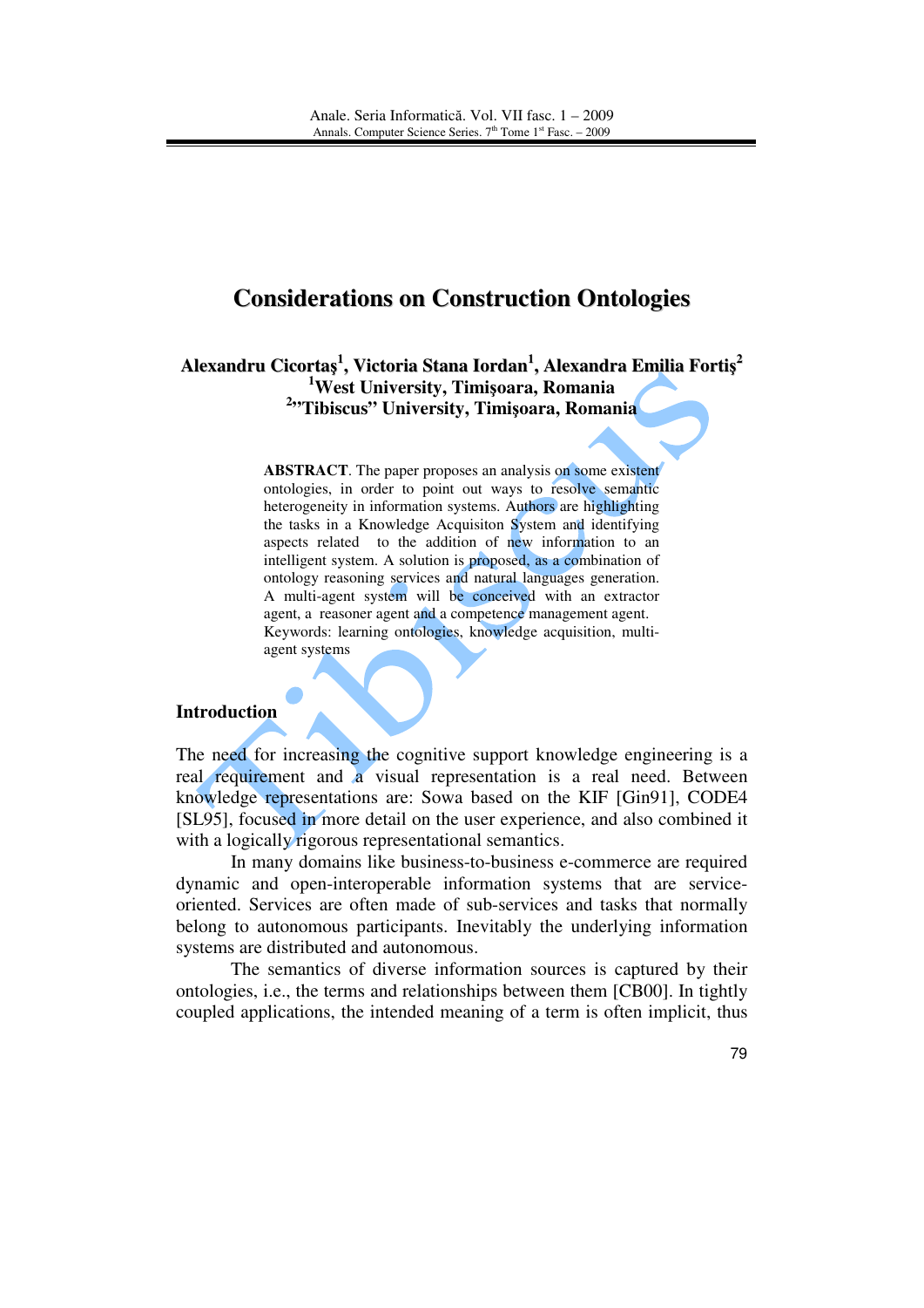# Considerations on Construction Ontologies

**Alexandru Cicortaş[1], Victoria Stana Iordan[1], Alexandra Emilia Fortiş[2]**
**[1]West University, Timişoara, Romania**
**[2]"Tibiscus" University, Timişoara, Romania**

**ABSTRACT**. The paper proposes an analysis on some existent ontologies, in order to point out ways to resolve semantic heterogeneity in information systems. Authors are highlighting the tasks in a Knowledge Acquisiton System and identifying aspects related to the addition of new information to an intelligent system. A solution is proposed, as a combination of ontology reasoning services and natural languages generation. A multi-agent system will be conceived with an extractor agent, a reasoner agent and a competence management agent.
Keywords: learning ontologies, knowledge acquisition, multi-agent systems

## Introduction

The need for increasing the cognitive support knowledge engineering is a real requirement and a visual representation is a real need. Between knowledge representations are: Sowa based on the KIF [Gin91], CODE4 [SL95], focused in more detail on the user experience, and also combined it with a logically rigorous representational semantics.

In many domains like business-to-business e-commerce are required dynamic and open-interoperable information systems that are service-oriented. Services are often made of sub-services and tasks that normally belong to autonomous participants. Inevitably the underlying information systems are distributed and autonomous.

The semantics of diverse information sources is captured by their ontologies, i.e., the terms and relationships between them [CB00]. In tightly coupled applications, the intended meaning of a term is often implicit, thus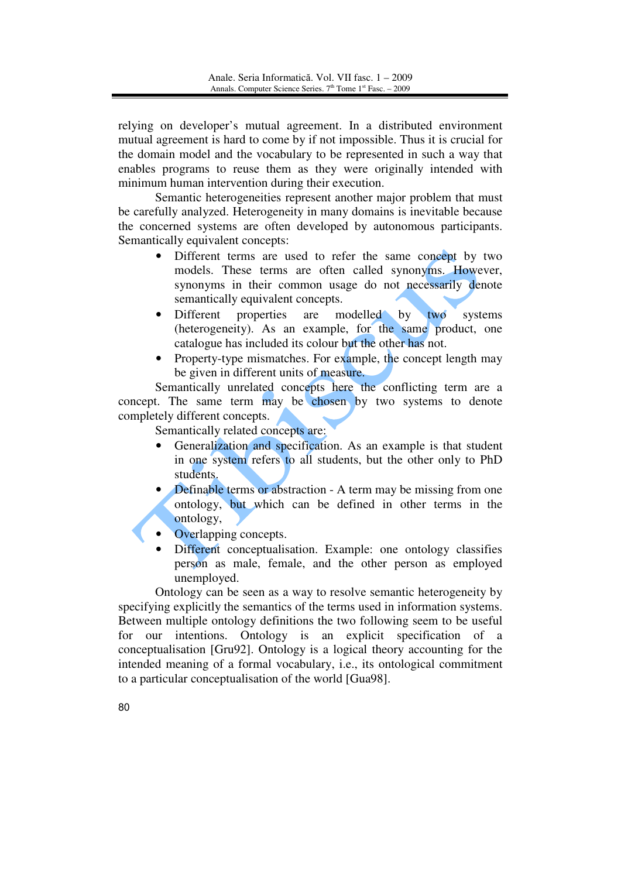relying on developer's mutual agreement. In a distributed environment mutual agreement is hard to come by if not impossible. Thus it is crucial for the domain model and the vocabulary to be represented in such a way that enables programs to reuse them as they were originally intended with minimum human intervention during their execution.

Semantic heterogeneities represent another major problem that must be carefully analyzed. Heterogeneity in many domains is inevitable because the concerned systems are often developed by autonomous participants. Semantically equivalent concepts:

- Different terms are used to refer the same concept by two models. These terms are often called synonyms. However, synonyms in their common usage do not necessarily denote semantically equivalent concepts.
- Different properties are modelled by two systems (heterogeneity). As an example, for the same product, one catalogue has included its colour but the other has not.
- Property-type mismatches. For example, the concept length may be given in different units of measure.

Semantically unrelated concepts here the conflicting term are a concept. The same term may be chosen by two systems to denote completely different concepts.

Semantically related concepts are:

- Generalization and specification. As an example is that student in one system refers to all students, but the other only to PhD students.
- Definable terms or abstraction - A term may be missing from one ontology, but which can be defined in other terms in the ontology,
- Overlapping concepts.
- Different conceptualisation. Example: one ontology classifies person as male, female, and the other person as employed unemployed.

Ontology can be seen as a way to resolve semantic heterogeneity by specifying explicitly the semantics of the terms used in information systems. Between multiple ontology definitions the two following seem to be useful for our intentions. Ontology is an explicit specification of a conceptualisation [Gru92]. Ontology is a logical theory accounting for the intended meaning of a formal vocabulary, i.e., its ontological commitment to a particular conceptualisation of the world [Gua98].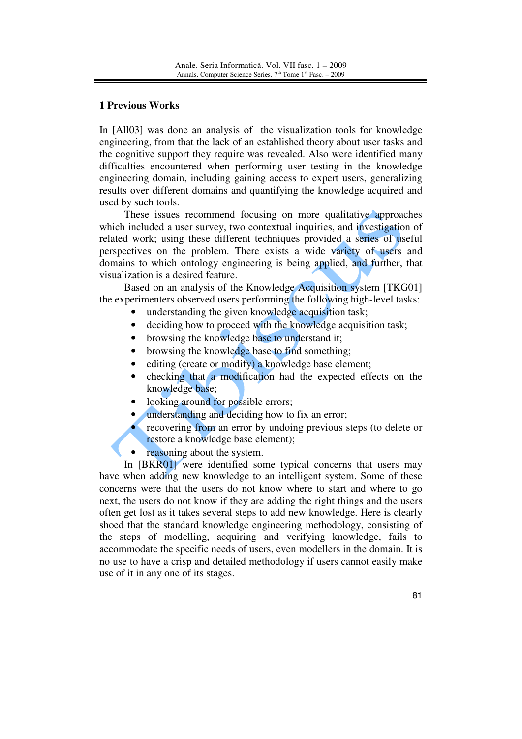## 1 Previous Works

In [All03] was done an analysis of  the visualization tools for knowledge engineering, from that the lack of an established theory about user tasks and the cognitive support they require was revealed. Also were identified many difficulties encountered when performing user testing in the knowledge engineering domain, including gaining access to expert users, generalizing results over different domains and quantifying the knowledge acquired and used by such tools.

These issues recommend focusing on more qualitative approaches which included a user survey, two contextual inquiries, and investigation of related work; using these different techniques provided a series of useful perspectives on the problem. There exists a wide variety of users and domains to which ontology engineering is being applied, and further, that visualization is a desired feature.

Based on an analysis of the Knowledge Acquisition system [TKG01] the experimenters observed users performing the following high-level tasks:

- understanding the given knowledge acquisition task;
- deciding how to proceed with the knowledge acquisition task;
- browsing the knowledge base to understand it;
- browsing the knowledge base to find something;
- editing (create or modify) a knowledge base element;
- checking that a modification had the expected effects on the knowledge base;
- looking around for possible errors;
- understanding and deciding how to fix an error;
- recovering from an error by undoing previous steps (to delete or restore a knowledge base element);
- reasoning about the system.

In [BKR01] were identified some typical concerns that users may have when adding new knowledge to an intelligent system. Some of these concerns were that the users do not know where to start and where to go next, the users do not know if they are adding the right things and the users often get lost as it takes several steps to add new knowledge. Here is clearly shoed that the standard knowledge engineering methodology, consisting of the steps of modelling, acquiring and verifying knowledge, fails to accommodate the specific needs of users, even modellers in the domain. It is no use to have a crisp and detailed methodology if users cannot easily make use of it in any one of its stages.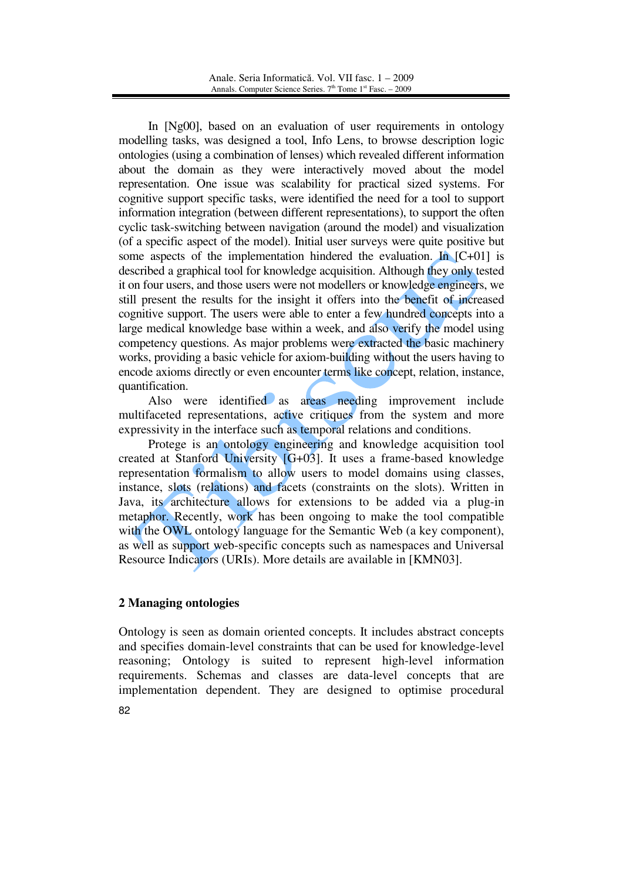In [Ng00], based on an evaluation of user requirements in ontology modelling tasks, was designed a tool, Info Lens, to browse description logic ontologies (using a combination of lenses) which revealed different information about the domain as they were interactively moved about the model representation. One issue was scalability for practical sized systems. For cognitive support specific tasks, were identified the need for a tool to support information integration (between different representations), to support the often cyclic task-switching between navigation (around the model) and visualization (of a specific aspect of the model). Initial user surveys were quite positive but some aspects of the implementation hindered the evaluation. In [C+01] is described a graphical tool for knowledge acquisition. Although they only tested it on four users, and those users were not modellers or knowledge engineers, we still present the results for the insight it offers into the benefit of increased cognitive support. The users were able to enter a few hundred concepts into a large medical knowledge base within a week, and also verify the model using competency questions. As major problems were extracted the basic machinery works, providing a basic vehicle for axiom-building without the users having to encode axioms directly or even encounter terms like concept, relation, instance, quantification.

Also were identified as areas needing improvement include multifaceted representations, active critiques from the system and more expressivity in the interface such as temporal relations and conditions.

Protege is an ontology engineering and knowledge acquisition tool created at Stanford University [G+03]. It uses a frame-based knowledge representation formalism to allow users to model domains using classes, instance, slots (relations) and facets (constraints on the slots). Written in Java, its architecture allows for extensions to be added via a plug-in metaphor. Recently, work has been ongoing to make the tool compatible with the OWL ontology language for the Semantic Web (a key component), as well as support web-specific concepts such as namespaces and Universal Resource Indicators (URIs). More details are available in [KMN03].

## 2 Managing ontologies

Ontology is seen as domain oriented concepts. It includes abstract concepts and specifies domain-level constraints that can be used for knowledge-level reasoning; Ontology is suited to represent high-level information requirements. Schemas and classes are data-level concepts that are implementation dependent. They are designed to optimise procedural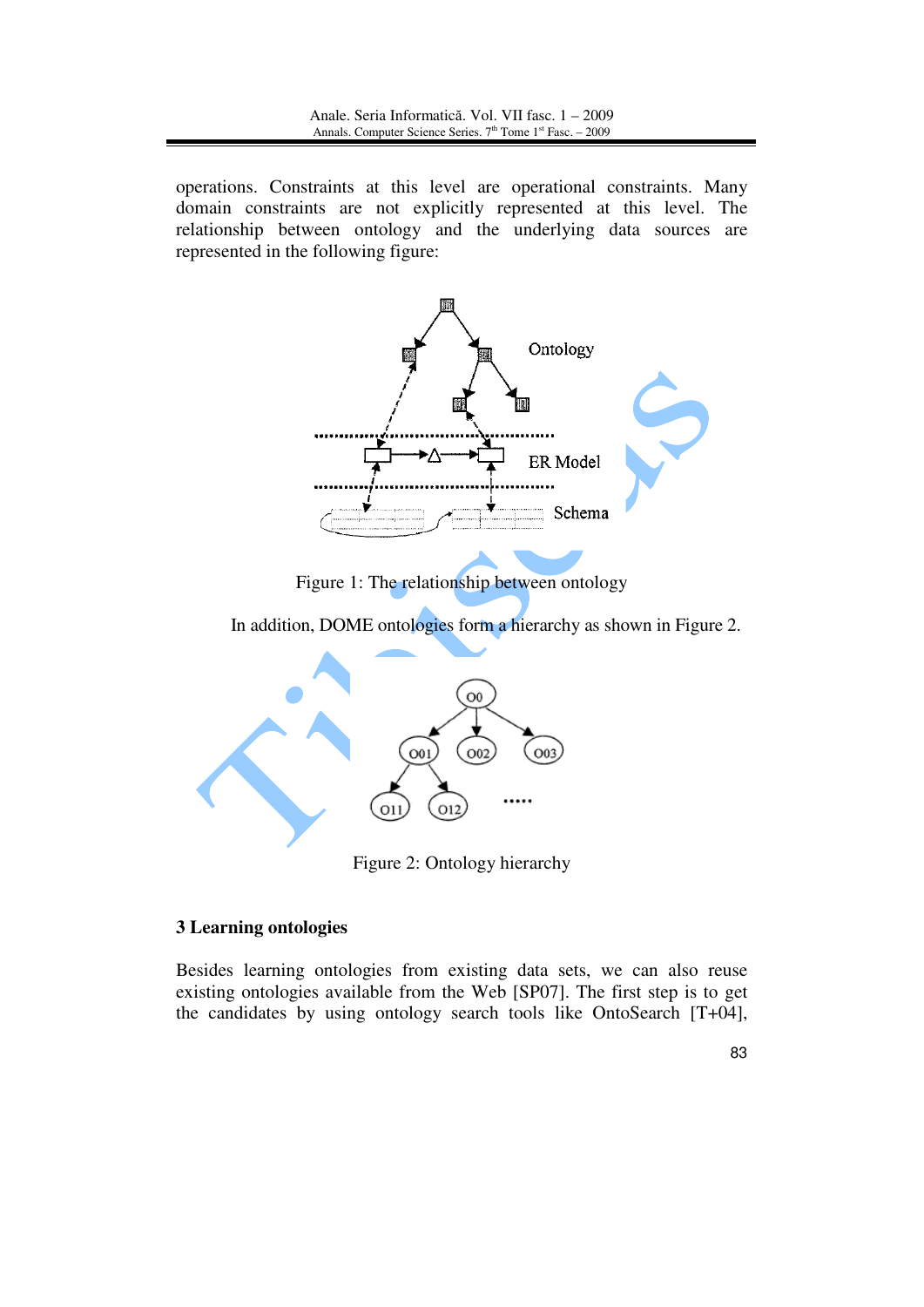operations. Constraints at this level are operational constraints. Many domain constraints are not explicitly represented at this level. The relationship between ontology and the underlying data sources are represented in the following figure:

Figure 1: The relationship between ontology

In addition, DOME ontologies form a hierarchy as shown in Figure 2.

Figure 2: Ontology hierarchy

## 3 Learning ontologies

Besides learning ontologies from existing data sets, we can also reuse existing ontologies available from the Web [SP07]. The first step is to get the candidates by using ontology search tools like OntoSearch [T+04],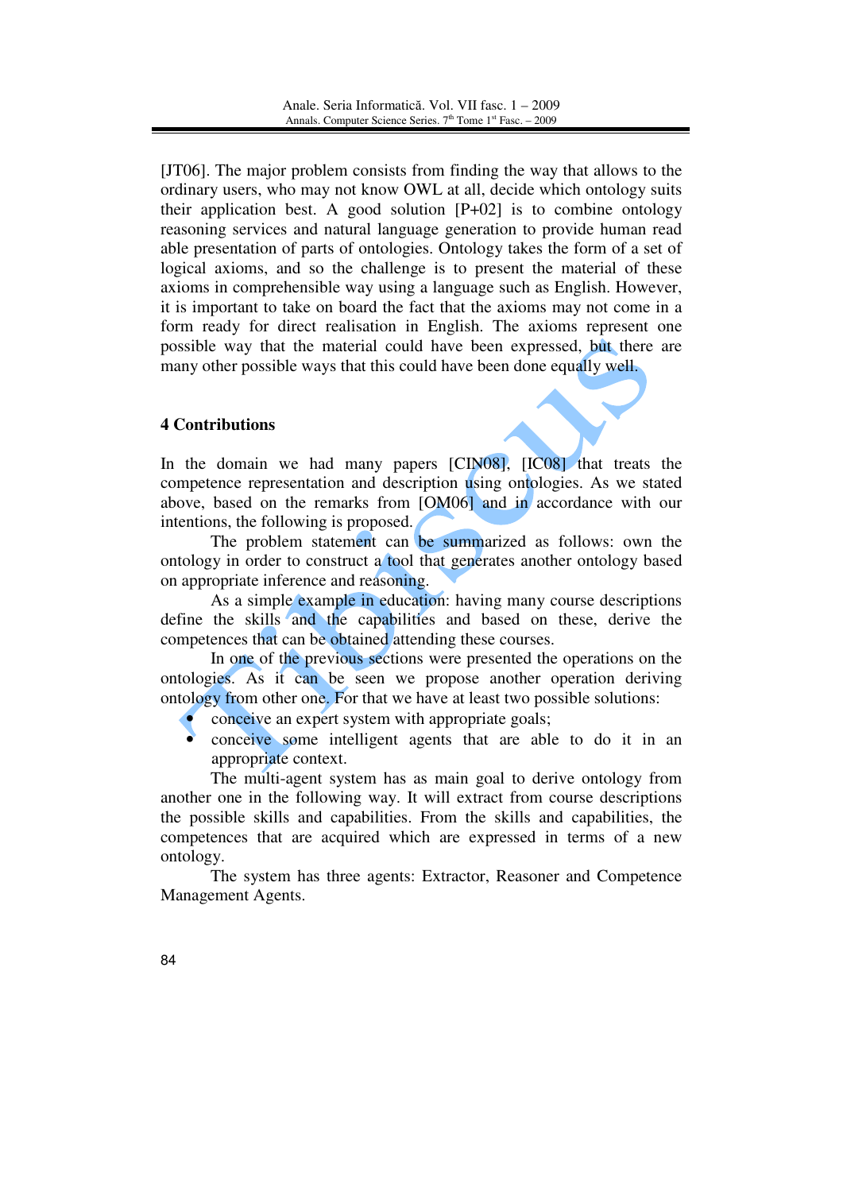[JT06]. The major problem consists from finding the way that allows to the ordinary users, who may not know OWL at all, decide which ontology suits their application best. A good solution [P+02] is to combine ontology reasoning services and natural language generation to provide human read able presentation of parts of ontologies. Ontology takes the form of a set of logical axioms, and so the challenge is to present the material of these axioms in comprehensible way using a language such as English. However, it is important to take on board the fact that the axioms may not come in a form ready for direct realisation in English. The axioms represent one possible way that the material could have been expressed, but there are many other possible ways that this could have been done equally well.

## 4 Contributions

In the domain we had many papers [CIN08], [IC08] that treats the competence representation and description using ontologies. As we stated above, based on the remarks from [OM06] and in accordance with our intentions, the following is proposed.

The problem statement can be summarized as follows: own the ontology in order to construct a tool that generates another ontology based on appropriate inference and reasoning.

As a simple example in education: having many course descriptions define the skills and the capabilities and based on these, derive the competences that can be obtained attending these courses.

In one of the previous sections were presented the operations on the ontologies. As it can be seen we propose another operation deriving ontology from other one. For that we have at least two possible solutions:

- conceive an expert system with appropriate goals;
- conceive some intelligent agents that are able to do it in an appropriate context.

The multi-agent system has as main goal to derive ontology from another one in the following way. It will extract from course descriptions the possible skills and capabilities. From the skills and capabilities, the competences that are acquired which are expressed in terms of a new ontology.

The system has three agents: Extractor, Reasoner and Competence Management Agents.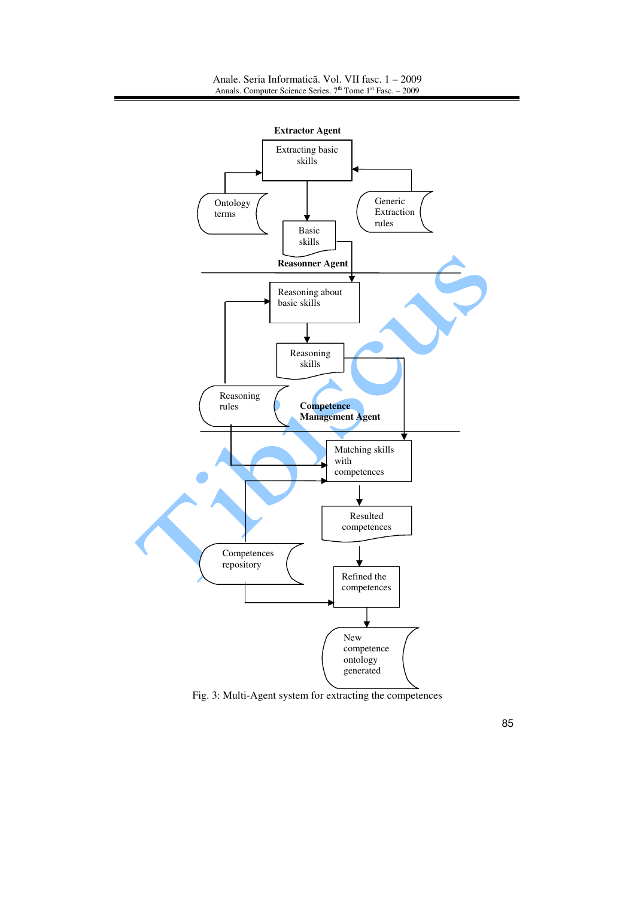**Extractor Agent**

Extracting basic skills

Ontology terms

Generic Extraction rules

Basic skills

**Reasonner Agent**

Reasoning about basic skills

Reasoning skills

Reasoning rules

**Competence Management Agent**

Matching skills with competences

Resulted competences

Competences repository

Refined the competences

New competence ontology generated

Fig. 3: Multi-Agent system for extracting the competences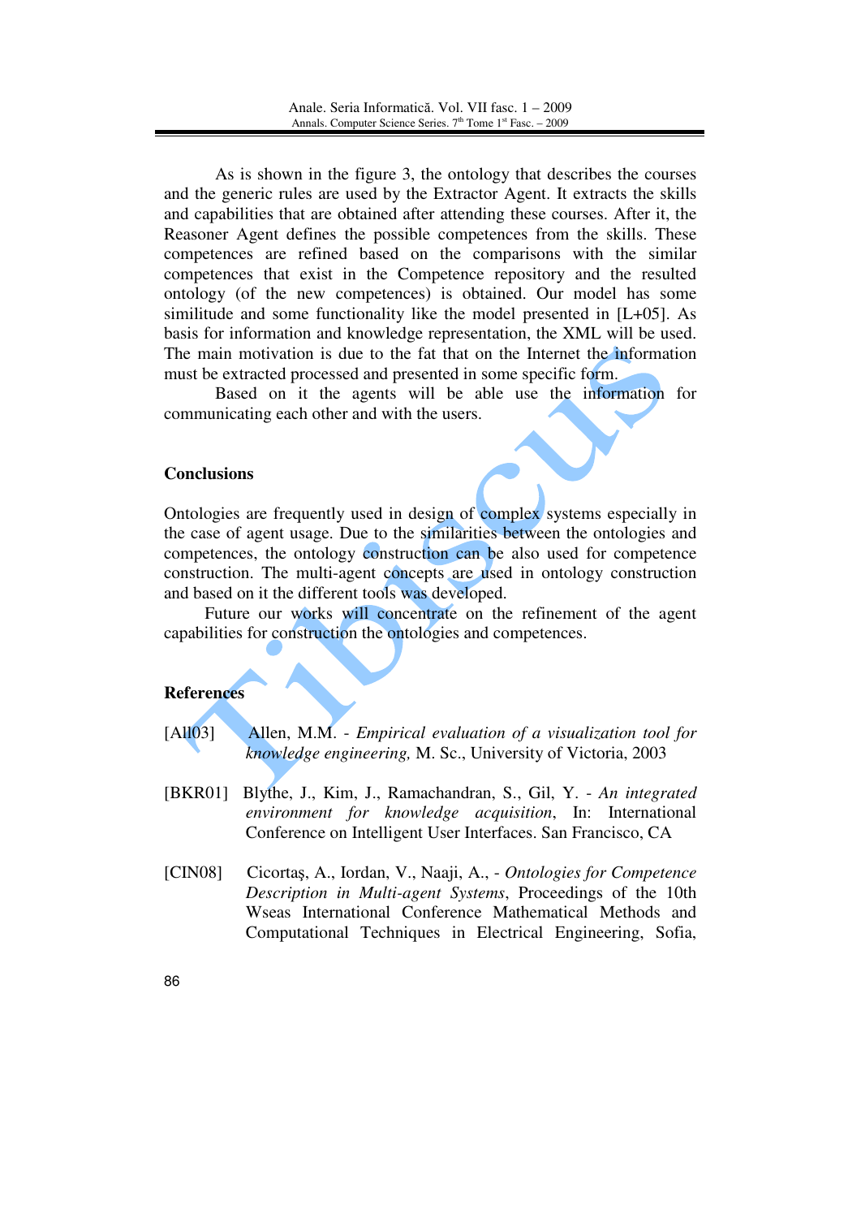As is shown in the figure 3, the ontology that describes the courses and the generic rules are used by the Extractor Agent. It extracts the skills and capabilities that are obtained after attending these courses. After it, the Reasoner Agent defines the possible competences from the skills. These competences are refined based on the comparisons with the similar competences that exist in the Competence repository and the resulted ontology (of the new competences) is obtained. Our model has some similitude and some functionality like the model presented in [L+05]. As basis for information and knowledge representation, the XML will be used. The main motivation is due to the fat that on the Internet the information must be extracted processed and presented in some specific form.

Based on it the agents will be able use the information for communicating each other and with the users.

## Conclusions

Ontologies are frequently used in design of complex systems especially in the case of agent usage. Due to the similarities between the ontologies and competences, the ontology construction can be also used for competence construction. The multi-agent concepts are used in ontology construction and based on it the different tools was developed.

Future our works will concentrate on the refinement of the agent capabilities for construction the ontologies and competences.

## References

[All03] Allen, M.M. - *Empirical evaluation of a visualization tool for knowledge engineering,* M. Sc., University of Victoria, 2003

[BKR01] Blythe, J., Kim, J., Ramachandran, S., Gil, Y. - *An integrated environment for knowledge acquisition*, In: International Conference on Intelligent User Interfaces. San Francisco, CA

[CIN08] Cicortaş, A., Iordan, V., Naaji, A., - *Ontologies for Competence Description in Multi-agent Systems*, Proceedings of the 10th Wseas International Conference Mathematical Methods and Computational Techniques in Electrical Engineering, Sofia,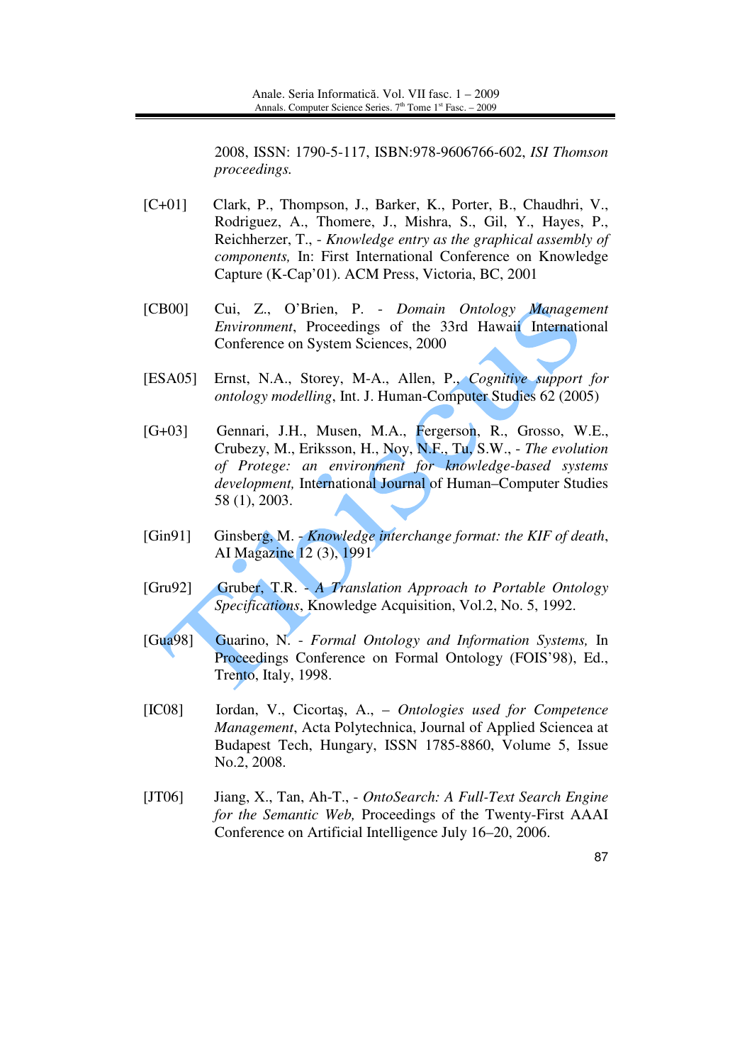2008, ISSN: 1790-5-117, ISBN:978-9606766-602, *ISI Thomson proceedings.*

[C+01] Clark, P., Thompson, J., Barker, K., Porter, B., Chaudhri, V., Rodriguez, A., Thomere, J., Mishra, S., Gil, Y., Hayes, P., Reichherzer, T., - *Knowledge entry as the graphical assembly of components,* In: First International Conference on Knowledge Capture (K-Cap'01). ACM Press, Victoria, BC, 2001

[CB00] Cui, Z., O'Brien, P. - *Domain Ontology Management Environment*, Proceedings of the 33rd Hawaii International Conference on System Sciences, 2000

[ESA05] Ernst, N.A., Storey, M-A., Allen, P., *Cognitive support for ontology modelling*, Int. J. Human-Computer Studies 62 (2005)

[G+03] Gennari, J.H., Musen, M.A., Fergerson, R., Grosso, W.E., Crubezy, M., Eriksson, H., Noy, N.F., Tu, S.W., - *The evolution of Protege: an environment for knowledge-based systems development,* International Journal of Human–Computer Studies 58 (1), 2003.

[Gin91] Ginsberg, M. - *Knowledge interchange format: the KIF of death*, AI Magazine 12 (3), 1991

[Gru92] Gruber, T.R. - *A Translation Approach to Portable Ontology Specifications*, Knowledge Acquisition, Vol.2, No. 5, 1992.

[Gua98] Guarino, N. - *Formal Ontology and Information Systems,* In Proceedings Conference on Formal Ontology (FOIS'98), Ed., Trento, Italy, 1998.

[IC08] Iordan, V., Cicortaş, A., – *Ontologies used for Competence Management*, Acta Polytechnica, Journal of Applied Sciencea at Budapest Tech, Hungary, ISSN 1785-8860, Volume 5, Issue No.2, 2008.

[JT06] Jiang, X., Tan, Ah-T., - *OntoSearch: A Full-Text Search Engine for the Semantic Web,* Proceedings of the Twenty-First AAAI Conference on Artificial Intelligence July 16–20, 2006.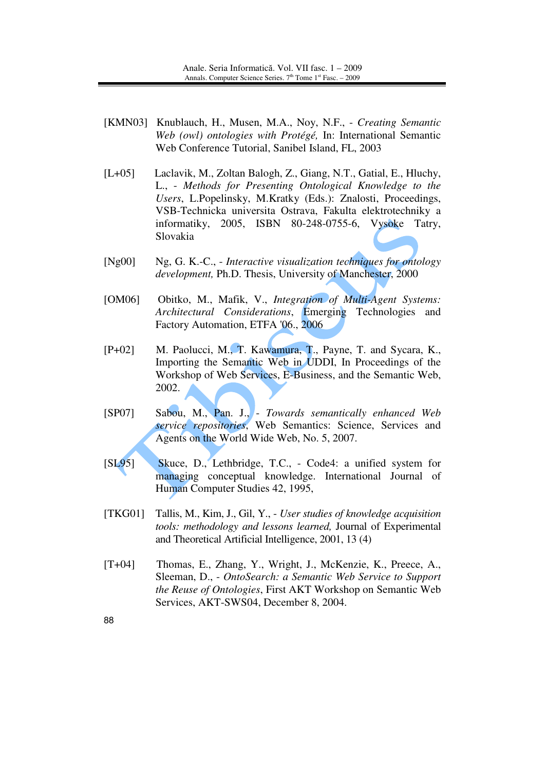[KMN03] Knublauch, H., Musen, M.A., Noy, N.F., - *Creating Semantic Web (owl) ontologies with Protégé,* In: International Semantic Web Conference Tutorial, Sanibel Island, FL, 2003

[L+05] Laclavik, M., Zoltan Balogh, Z., Giang, N.T., Gatial, E., Hluchy, L., - *Methods for Presenting Ontological Knowledge to the Users*, L.Popelinsky, M.Kratky (Eds.): Znalosti, Proceedings, VSB-Technicka universita Ostrava, Fakulta elektrotechniky a informatiky, 2005, ISBN 80-248-0755-6, Vysoke Tatry, Slovakia

[Ng00] Ng, G. K.-C., - *Interactive visualization techniques for ontology development,* Ph.D. Thesis, University of Manchester, 2000

[OM06] Obitko, M., Mafik, V., *Integration of Multi-Agent Systems: Architectural Considerations*, Emerging Technologies and Factory Automation, ETFA '06., 2006

[P+02] M. Paolucci, M., T. Kawamura, T., Payne, T. and Sycara, K., Importing the Semantic Web in UDDI, In Proceedings of the Workshop of Web Services, E-Business, and the Semantic Web, 2002.

[SP07] Sabou, M., Pan. J., - *Towards semantically enhanced Web service repositories*, Web Semantics: Science, Services and Agents on the World Wide Web, No. 5, 2007.

[SL95] Skuce, D., Lethbridge, T.C., - Code4: a unified system for managing conceptual knowledge. International Journal of Human Computer Studies 42, 1995,

[TKG01] Tallis, M., Kim, J., Gil, Y., - *User studies of knowledge acquisition tools: methodology and lessons learned,* Journal of Experimental and Theoretical Artificial Intelligence, 2001, 13 (4)

[T+04] Thomas, E., Zhang, Y., Wright, J., McKenzie, K., Preece, A., Sleeman, D., - *OntoSearch: a Semantic Web Service to Support the Reuse of Ontologies*, First AKT Workshop on Semantic Web Services, AKT-SWS04, December 8, 2004.